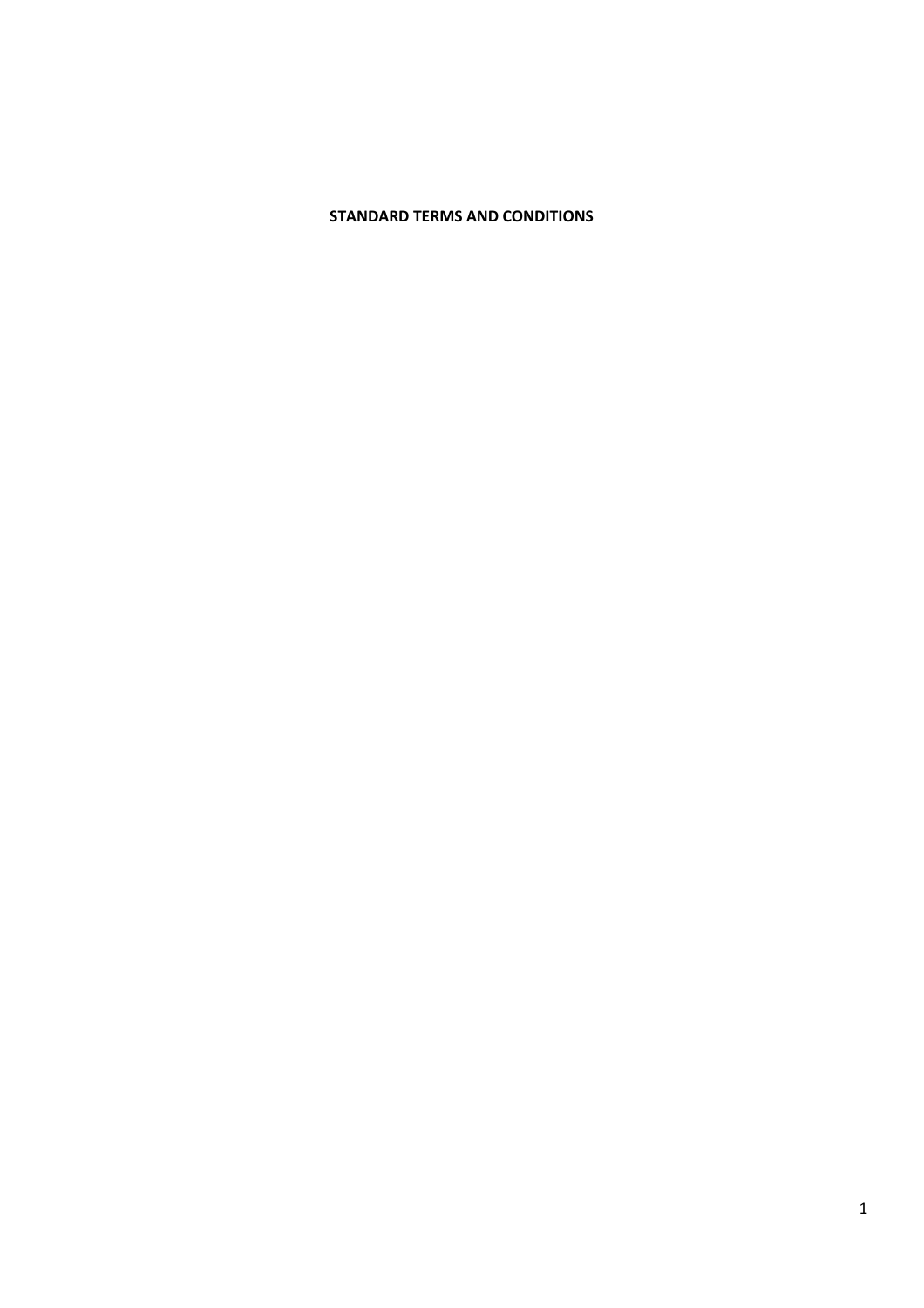**STANDARD TERMS AND CONDITIONS**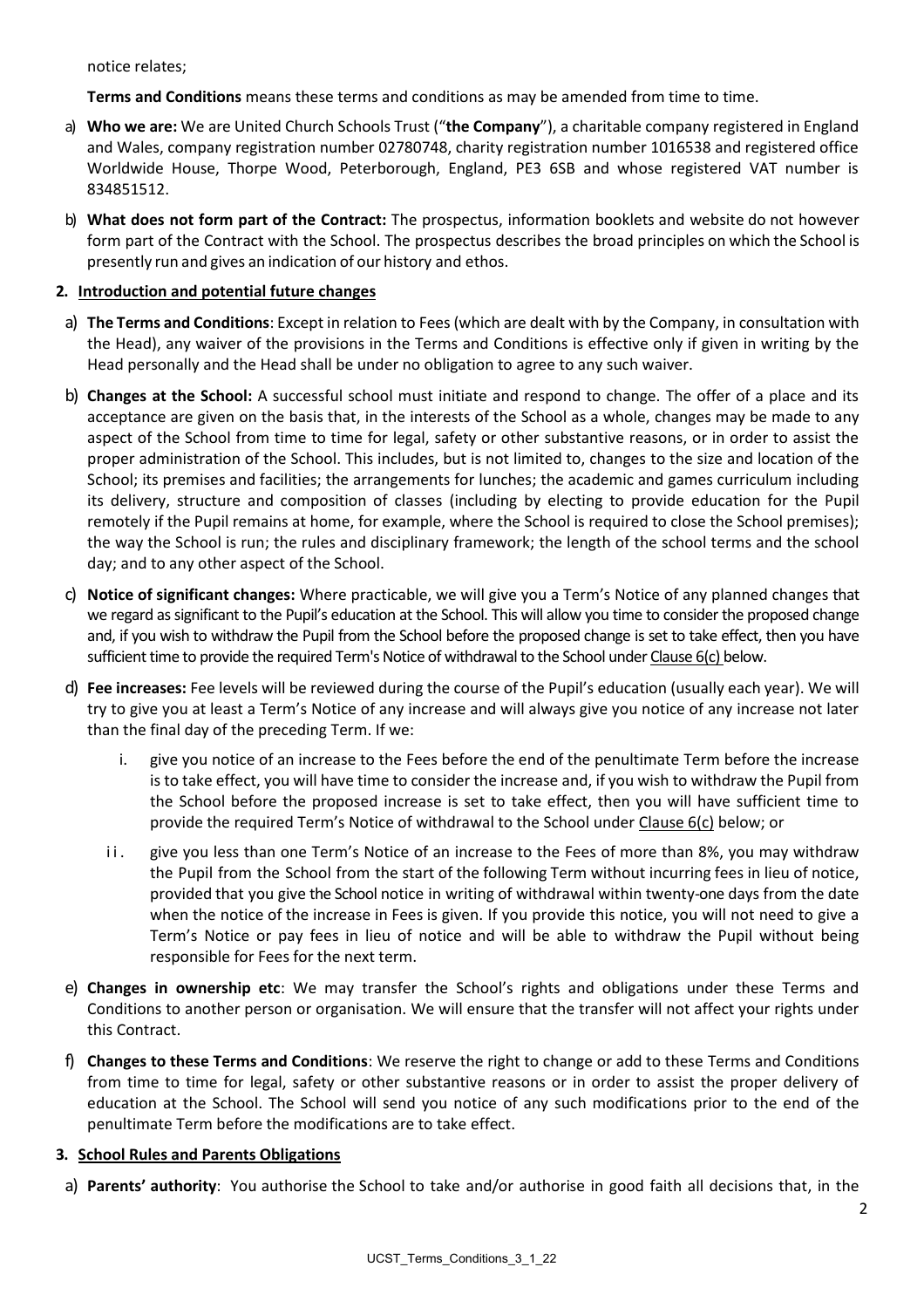notice relates;

**Terms and Conditions** means these terms and conditions as may be amended from time to time.

a) **Who we are:** We are United Church Schools Trust ("**the Company**"), a charitable company registered in England and Wales, company registration number 02780748, charity registration number 1016538 and registered office Worldwide House, Thorpe Wood, Peterborough, England, PE3 6SB and whose registered VAT number is 834851512.

b) **What does not form part of the Contract:** The prospectus, information booklets and website do not however form part of the Contract with the School. The prospectus describes the broad principles on which the School is presently run and gives an indication of our history and ethos.

## 2. Introduction and potential future changes

a) **The Terms and Conditions**: Except in relation to Fees (which are dealt with by the Company, in consultation with the Head), any waiver of the provisions in the Terms and Conditions is effective only if given in writing by the Head personally and the Head shall be under no obligation to agree to any such waiver.

b) **Changes at the School:** A successful school must initiate and respond to change. The offer of a place and its acceptance are given on the basis that, in the interests of the School as a whole, changes may be made to any aspect of the School from time to time for legal, safety or other substantive reasons, or in order to assist the proper administration of the School. This includes, but is not limited to, changes to the size and location of the School; its premises and facilities; the arrangements for lunches; the academic and games curriculum including its delivery, structure and composition of classes (including by electing to provide education for the Pupil remotely if the Pupil remains at home, for example, where the School is required to close the School premises); the way the School is run; the rules and disciplinary framework; the length of the school terms and the school day; and to any other aspect of the School.

c) **Notice of significant changes:** Where practicable, we will give you a Term's Notice of any planned changes that we regard as significant to the Pupil's education at the School. This will allow you time to consider the proposed change and, if you wish to withdraw the Pupil from the School before the proposed change is set to take effect, then you have sufficient time to provide the required Term's Notice of withdrawal to the School under Clause 6(c) below.

d) **Fee increases:** Fee levels will be reviewed during the course of the Pupil's education (usually each year). We will try to give you at least a Term's Notice of any increase and will always give you notice of any increase not later than the final day of the preceding Term. If we:

   i. give you notice of an increase to the Fees before the end of the penultimate Term before the increase is to take effect, you will have time to consider the increase and, if you wish to withdraw the Pupil from the School before the proposed increase is set to take effect, then you will have sufficient time to provide the required Term's Notice of withdrawal to the School under Clause 6(c) below; or

   ii. give you less than one Term's Notice of an increase to the Fees of more than 8%, you may withdraw the Pupil from the School from the start of the following Term without incurring fees in lieu of notice, provided that you give the School notice in writing of withdrawal within twenty-one days from the date when the notice of the increase in Fees is given. If you provide this notice, you will not need to give a Term's Notice or pay fees in lieu of notice and will be able to withdraw the Pupil without being responsible for Fees for the next term.

e) **Changes in ownership etc**: We may transfer the School's rights and obligations under these Terms and Conditions to another person or organisation. We will ensure that the transfer will not affect your rights under this Contract.

f) **Changes to these Terms and Conditions**: We reserve the right to change or add to these Terms and Conditions from time to time for legal, safety or other substantive reasons or in order to assist the proper delivery of education at the School. The School will send you notice of any such modifications prior to the end of the penultimate Term before the modifications are to take effect.

## 3. School Rules and Parents Obligations

a) **Parents' authority**: You authorise the School to take and/or authorise in good faith all decisions that, in the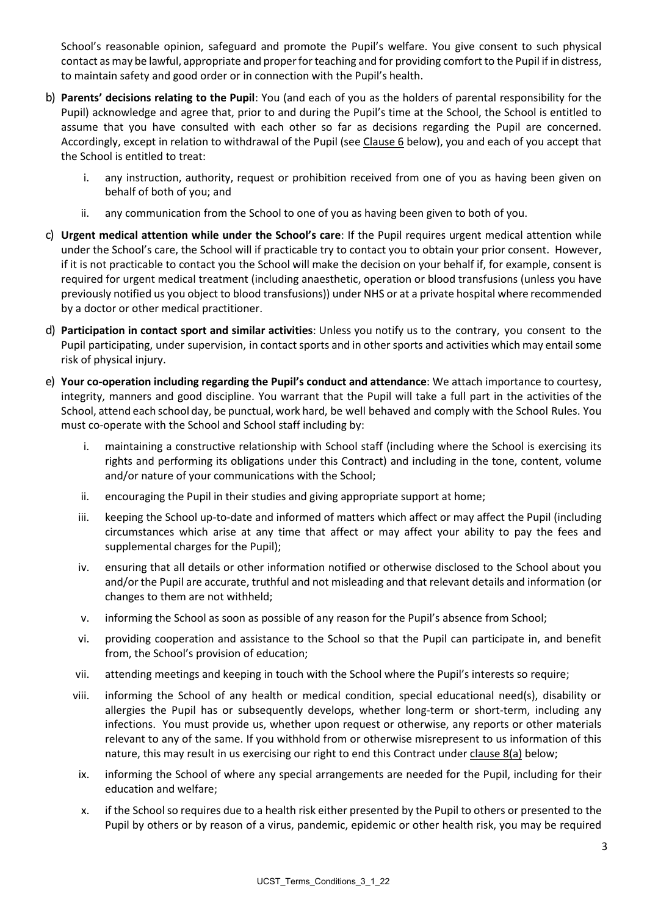School's reasonable opinion, safeguard and promote the Pupil's welfare. You give consent to such physical contact as may be lawful, appropriate and proper for teaching and for providing comfort to the Pupil if in distress, to maintain safety and good order or in connection with the Pupil's health.

b) **Parents' decisions relating to the Pupil**: You (and each of you as the holders of parental responsibility for the Pupil) acknowledge and agree that, prior to and during the Pupil's time at the School, the School is entitled to assume that you have consulted with each other so far as decisions regarding the Pupil are concerned. Accordingly, except in relation to withdrawal of the Pupil (see Clause 6 below), you and each of you accept that the School is entitled to treat:

   i. any instruction, authority, request or prohibition received from one of you as having been given on behalf of both of you; and

   ii. any communication from the School to one of you as having been given to both of you.

c) **Urgent medical attention while under the School's care**: If the Pupil requires urgent medical attention while under the School's care, the School will if practicable try to contact you to obtain your prior consent. However, if it is not practicable to contact you the School will make the decision on your behalf if, for example, consent is required for urgent medical treatment (including anaesthetic, operation or blood transfusions (unless you have previously notified us you object to blood transfusions)) under NHS or at a private hospital where recommended by a doctor or other medical practitioner.

d) **Participation in contact sport and similar activities**: Unless you notify us to the contrary, you consent to the Pupil participating, under supervision, in contact sports and in other sports and activities which may entail some risk of physical injury.

e) **Your co-operation including regarding the Pupil's conduct and attendance**: We attach importance to courtesy, integrity, manners and good discipline. You warrant that the Pupil will take a full part in the activities of the School, attend each school day, be punctual, work hard, be well behaved and comply with the School Rules. You must co-operate with the School and School staff including by:

   i. maintaining a constructive relationship with School staff (including where the School is exercising its rights and performing its obligations under this Contract) and including in the tone, content, volume and/or nature of your communications with the School;

   ii. encouraging the Pupil in their studies and giving appropriate support at home;

   iii. keeping the School up-to-date and informed of matters which affect or may affect the Pupil (including circumstances which arise at any time that affect or may affect your ability to pay the fees and supplemental charges for the Pupil);

   iv. ensuring that all details or other information notified or otherwise disclosed to the School about you and/or the Pupil are accurate, truthful and not misleading and that relevant details and information (or changes to them are not withheld;

   v. informing the School as soon as possible of any reason for the Pupil's absence from School;

   vi. providing cooperation and assistance to the School so that the Pupil can participate in, and benefit from, the School's provision of education;

   vii. attending meetings and keeping in touch with the School where the Pupil's interests so require;

   viii. informing the School of any health or medical condition, special educational need(s), disability or allergies the Pupil has or subsequently develops, whether long-term or short-term, including any infections. You must provide us, whether upon request or otherwise, any reports or other materials relevant to any of the same. If you withhold from or otherwise misrepresent to us information of this nature, this may result in us exercising our right to end this Contract under clause 8(a) below;

   ix. informing the School of where any special arrangements are needed for the Pupil, including for their education and welfare;

   x. if the School so requires due to a health risk either presented by the Pupil to others or presented to the Pupil by others or by reason of a virus, pandemic, epidemic or other health risk, you may be required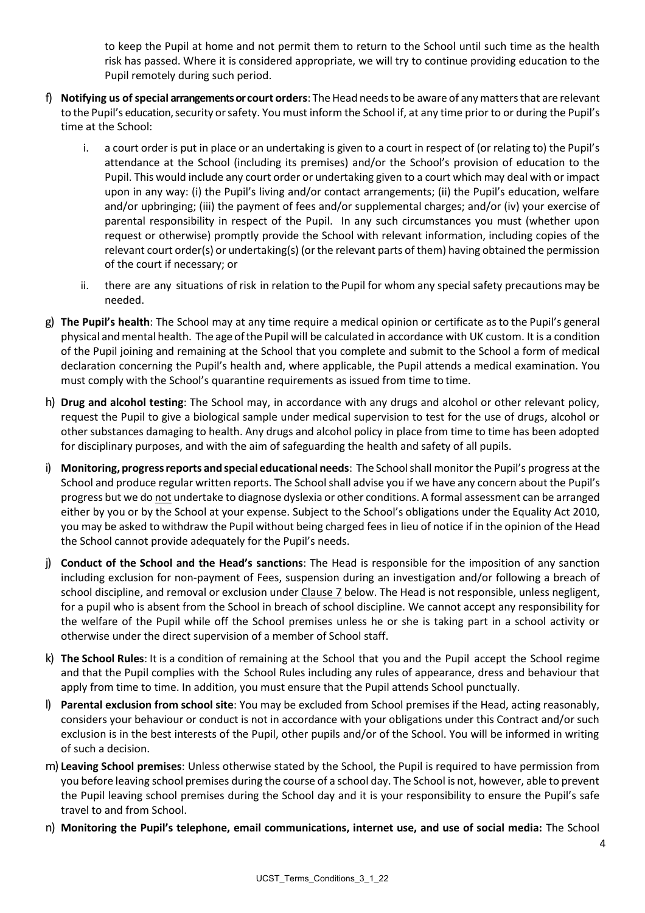to keep the Pupil at home and not permit them to return to the School until such time as the health risk has passed. Where it is considered appropriate, we will try to continue providing education to the Pupil remotely during such period.

f) **Notifying us of special arrangements or court orders**: The Head needs to be aware of any matters that are relevant to the Pupil's education, security or safety. You must inform the School if, at any time prior to or during the Pupil's time at the School:

   i. a court order is put in place or an undertaking is given to a court in respect of (or relating to) the Pupil's attendance at the School (including its premises) and/or the School's provision of education to the Pupil. This would include any court order or undertaking given to a court which may deal with or impact upon in any way: (i) the Pupil's living and/or contact arrangements; (ii) the Pupil's education, welfare and/or upbringing; (iii) the payment of fees and/or supplemental charges; and/or (iv) your exercise of parental responsibility in respect of the Pupil. In any such circumstances you must (whether upon request or otherwise) promptly provide the School with relevant information, including copies of the relevant court order(s) or undertaking(s) (or the relevant parts of them) having obtained the permission of the court if necessary; or

   ii. there are any situations of risk in relation to the Pupil for whom any special safety precautions may be needed.

g) **The Pupil's health**: The School may at any time require a medical opinion or certificate as to the Pupil's general physical and mental health. The age of the Pupil will be calculated in accordance with UK custom. It is a condition of the Pupil joining and remaining at the School that you complete and submit to the School a form of medical declaration concerning the Pupil's health and, where applicable, the Pupil attends a medical examination. You must comply with the School's quarantine requirements as issued from time to time.

h) **Drug and alcohol testing**: The School may, in accordance with any drugs and alcohol or other relevant policy, request the Pupil to give a biological sample under medical supervision to test for the use of drugs, alcohol or other substances damaging to health. Any drugs and alcohol policy in place from time to time has been adopted for disciplinary purposes, and with the aim of safeguarding the health and safety of all pupils.

i) **Monitoring, progress reports and special educational needs**: The School shall monitor the Pupil's progress at the School and produce regular written reports. The School shall advise you if we have any concern about the Pupil's progress but we do <u>not</u> undertake to diagnose dyslexia or other conditions. A formal assessment can be arranged either by you or by the School at your expense. Subject to the School's obligations under the Equality Act 2010, you may be asked to withdraw the Pupil without being charged fees in lieu of notice if in the opinion of the Head the School cannot provide adequately for the Pupil's needs.

j) **Conduct of the School and the Head's sanctions**: The Head is responsible for the imposition of any sanction including exclusion for non-payment of Fees, suspension during an investigation and/or following a breach of school discipline, and removal or exclusion under <u>Clause 7</u> below. The Head is not responsible, unless negligent, for a pupil who is absent from the School in breach of school discipline. We cannot accept any responsibility for the welfare of the Pupil while off the School premises unless he or she is taking part in a school activity or otherwise under the direct supervision of a member of School staff.

k) **The School Rules**: It is a condition of remaining at the School that you and the Pupil accept the School regime and that the Pupil complies with the School Rules including any rules of appearance, dress and behaviour that apply from time to time. In addition, you must ensure that the Pupil attends School punctually.

l) **Parental exclusion from school site**: You may be excluded from School premises if the Head, acting reasonably, considers your behaviour or conduct is not in accordance with your obligations under this Contract and/or such exclusion is in the best interests of the Pupil, other pupils and/or of the School. You will be informed in writing of such a decision.

m) **Leaving School premises**: Unless otherwise stated by the School, the Pupil is required to have permission from you before leaving school premises during the course of a school day. The School is not, however, able to prevent the Pupil leaving school premises during the School day and it is your responsibility to ensure the Pupil's safe travel to and from School.

n) **Monitoring the Pupil's telephone, email communications, internet use, and use of social media:** The School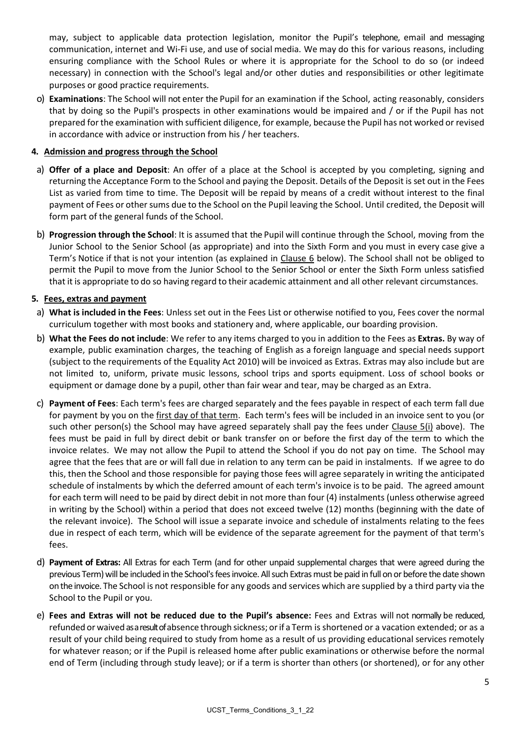may, subject to applicable data protection legislation, monitor the Pupil's telephone, email and messaging communication, internet and Wi-Fi use, and use of social media. We may do this for various reasons, including ensuring compliance with the School Rules or where it is appropriate for the School to do so (or indeed necessary) in connection with the School's legal and/or other duties and responsibilities or other legitimate purposes or good practice requirements.

o) **Examinations**: The School will not enter the Pupil for an examination if the School, acting reasonably, considers that by doing so the Pupil's prospects in other examinations would be impaired and / or if the Pupil has not prepared for the examination with sufficient diligence, for example, because the Pupil has not worked or revised in accordance with advice or instruction from his / her teachers.

**4. Admission and progress through the School**

a) **Offer of a place and Deposit**: An offer of a place at the School is accepted by you completing, signing and returning the Acceptance Form to the School and paying the Deposit. Details of the Deposit is set out in the Fees List as varied from time to time. The Deposit will be repaid by means of a credit without interest to the final payment of Fees or other sums due to the School on the Pupil leaving the School. Until credited, the Deposit will form part of the general funds of the School.

b) **Progression through the School**: It is assumed that the Pupil will continue through the School, moving from the Junior School to the Senior School (as appropriate) and into the Sixth Form and you must in every case give a Term's Notice if that is not your intention (as explained in Clause 6 below). The School shall not be obliged to permit the Pupil to move from the Junior School to the Senior School or enter the Sixth Form unless satisfied that it is appropriate to do so having regard to their academic attainment and all other relevant circumstances.

**5. Fees, extras and payment**

a) **What is included in the Fees**: Unless set out in the Fees List or otherwise notified to you, Fees cover the normal curriculum together with most books and stationery and, where applicable, our boarding provision.

b) **What the Fees do not include**: We refer to any items charged to you in addition to the Fees as **Extras.** By way of example, public examination charges, the teaching of English as a foreign language and special needs support (subject to the requirements of the Equality Act 2010) will be invoiced as Extras. Extras may also include but are not limited to, uniform, private music lessons, school trips and sports equipment. Loss of school books or equipment or damage done by a pupil, other than fair wear and tear, may be charged as an Extra.

c) **Payment of Fees**: Each term's fees are charged separately and the fees payable in respect of each term fall due for payment by you on the first day of that term. Each term's fees will be included in an invoice sent to you (or such other person(s) the School may have agreed separately shall pay the fees under Clause 5(i) above). The fees must be paid in full by direct debit or bank transfer on or before the first day of the term to which the invoice relates. We may not allow the Pupil to attend the School if you do not pay on time. The School may agree that the fees that are or will fall due in relation to any term can be paid in instalments. If we agree to do this, then the School and those responsible for paying those fees will agree separately in writing the anticipated schedule of instalments by which the deferred amount of each term's invoice is to be paid. The agreed amount for each term will need to be paid by direct debit in not more than four (4) instalments (unless otherwise agreed in writing by the School) within a period that does not exceed twelve (12) months (beginning with the date of the relevant invoice). The School will issue a separate invoice and schedule of instalments relating to the fees due in respect of each term, which will be evidence of the separate agreement for the payment of that term's fees.

d) **Payment of Extras:** All Extras for each Term (and for other unpaid supplemental charges that were agreed during the previous Term) will be included in the School's fees invoice. All such Extras must be paid in full on or before the date shown on the invoice. The School is not responsible for any goods and services which are supplied by a third party via the School to the Pupil or you.

e) **Fees and Extras will not be reduced due to the Pupil's absence:** Fees and Extras will not normally be reduced, refunded or waived as a result of absence through sickness; or if a Term is shortened or a vacation extended; or as a result of your child being required to study from home as a result of us providing educational services remotely for whatever reason; or if the Pupil is released home after public examinations or otherwise before the normal end of Term (including through study leave); or if a term is shorter than others (or shortened), or for any other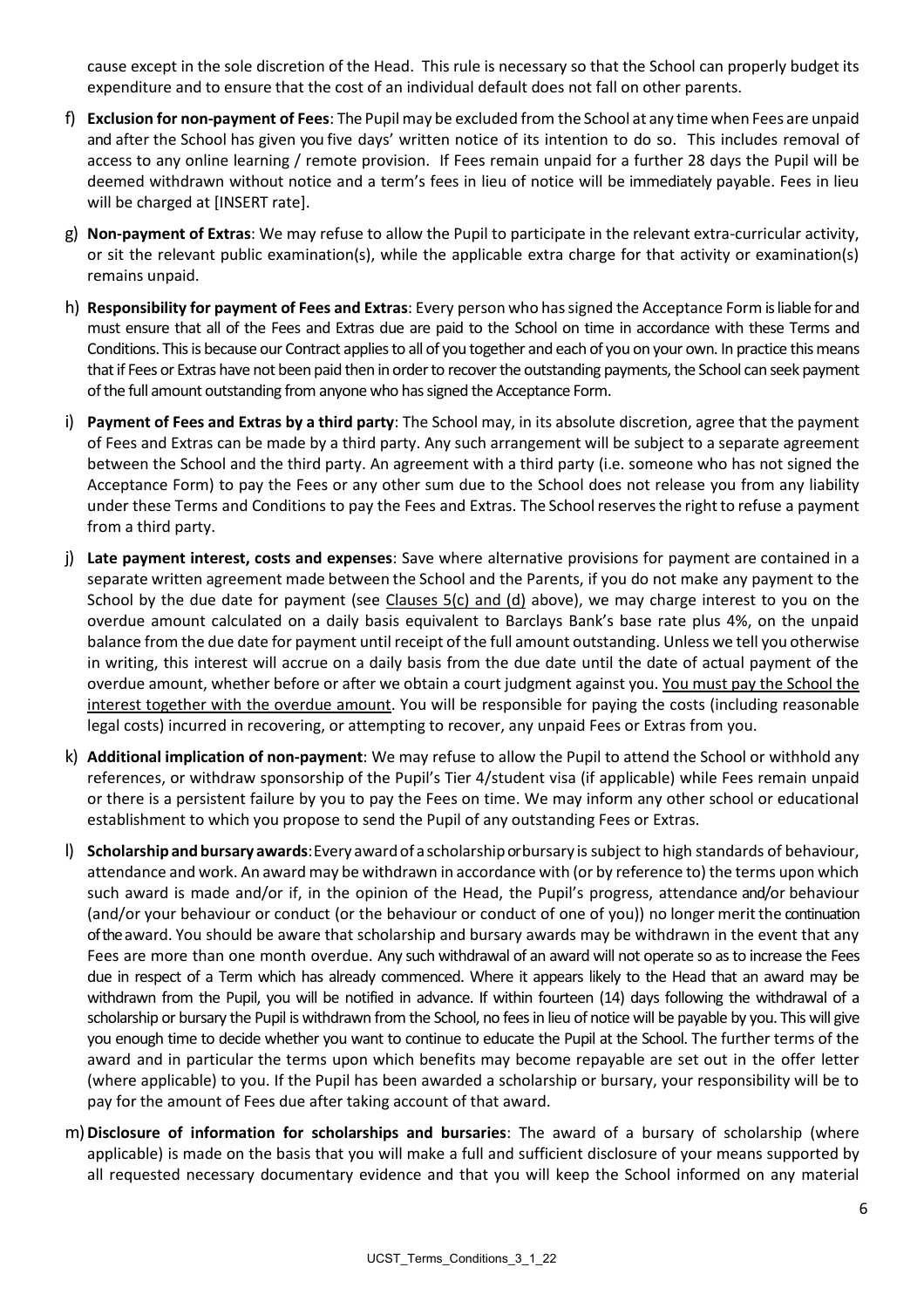cause except in the sole discretion of the Head. This rule is necessary so that the School can properly budget its expenditure and to ensure that the cost of an individual default does not fall on other parents.

f) **Exclusion for non-payment of Fees**: The Pupil may be excluded from the School at any time when Fees are unpaid and after the School has given you five days' written notice of its intention to do so. This includes removal of access to any online learning / remote provision. If Fees remain unpaid for a further 28 days the Pupil will be deemed withdrawn without notice and a term's fees in lieu of notice will be immediately payable. Fees in lieu will be charged at [INSERT rate].

g) **Non-payment of Extras**: We may refuse to allow the Pupil to participate in the relevant extra-curricular activity, or sit the relevant public examination(s), while the applicable extra charge for that activity or examination(s) remains unpaid.

h) **Responsibility for payment of Fees and Extras**: Every person who has signed the Acceptance Form is liable for and must ensure that all of the Fees and Extras due are paid to the School on time in accordance with these Terms and Conditions. This is because our Contract applies to all of you together and each of you on your own. In practice this means that if Fees or Extras have not been paid then in order to recover the outstanding payments, the School can seek payment of the full amount outstanding from anyone who has signed the Acceptance Form.

i) **Payment of Fees and Extras by a third party**: The School may, in its absolute discretion, agree that the payment of Fees and Extras can be made by a third party. Any such arrangement will be subject to a separate agreement between the School and the third party. An agreement with a third party (i.e. someone who has not signed the Acceptance Form) to pay the Fees or any other sum due to the School does not release you from any liability under these Terms and Conditions to pay the Fees and Extras. The School reserves the right to refuse a payment from a third party.

j) **Late payment interest, costs and expenses**: Save where alternative provisions for payment are contained in a separate written agreement made between the School and the Parents, if you do not make any payment to the School by the due date for payment (see Clauses 5(c) and (d) above), we may charge interest to you on the overdue amount calculated on a daily basis equivalent to Barclays Bank's base rate plus 4%, on the unpaid balance from the due date for payment until receipt of the full amount outstanding. Unless we tell you otherwise in writing, this interest will accrue on a daily basis from the due date until the date of actual payment of the overdue amount, whether before or after we obtain a court judgment against you. You must pay the School the interest together with the overdue amount. You will be responsible for paying the costs (including reasonable legal costs) incurred in recovering, or attempting to recover, any unpaid Fees or Extras from you.

k) **Additional implication of non-payment**: We may refuse to allow the Pupil to attend the School or withhold any references, or withdraw sponsorship of the Pupil's Tier 4/student visa (if applicable) while Fees remain unpaid or there is a persistent failure by you to pay the Fees on time. We may inform any other school or educational establishment to which you propose to send the Pupil of any outstanding Fees or Extras.

l) **Scholarship and bursary awards**: Every award of a scholarship or bursary is subject to high standards of behaviour, attendance and work. An award may be withdrawn in accordance with (or by reference to) the terms upon which such award is made and/or if, in the opinion of the Head, the Pupil's progress, attendance and/or behaviour (and/or your behaviour or conduct (or the behaviour or conduct of one of you)) no longer merit the continuation of the award. You should be aware that scholarship and bursary awards may be withdrawn in the event that any Fees are more than one month overdue. Any such withdrawal of an award will not operate so as to increase the Fees due in respect of a Term which has already commenced. Where it appears likely to the Head that an award may be withdrawn from the Pupil, you will be notified in advance. If within fourteen (14) days following the withdrawal of a scholarship or bursary the Pupil is withdrawn from the School, no fees in lieu of notice will be payable by you. This will give you enough time to decide whether you want to continue to educate the Pupil at the School. The further terms of the award and in particular the terms upon which benefits may become repayable are set out in the offer letter (where applicable) to you. If the Pupil has been awarded a scholarship or bursary, your responsibility will be to pay for the amount of Fees due after taking account of that award.

m) **Disclosure of information for scholarships and bursaries**: The award of a bursary of scholarship (where applicable) is made on the basis that you will make a full and sufficient disclosure of your means supported by all requested necessary documentary evidence and that you will keep the School informed on any material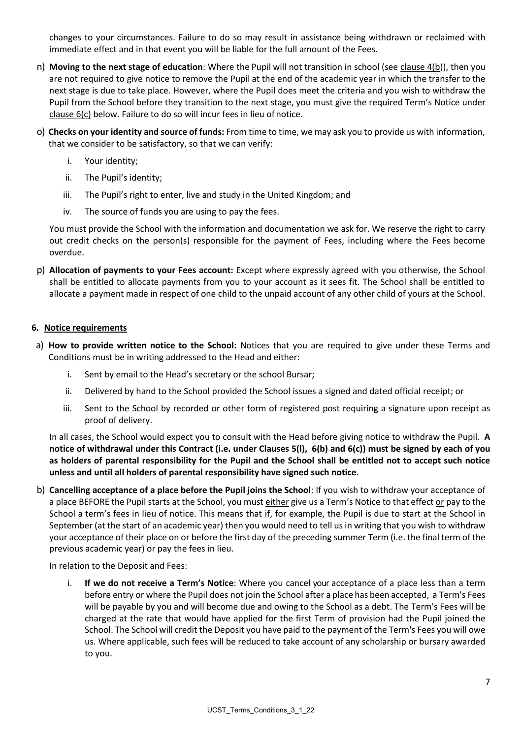changes to your circumstances. Failure to do so may result in assistance being withdrawn or reclaimed with immediate effect and in that event you will be liable for the full amount of the Fees.

n) **Moving to the next stage of education**: Where the Pupil will not transition in school (see clause 4(b)), then you are not required to give notice to remove the Pupil at the end of the academic year in which the transfer to the next stage is due to take place. However, where the Pupil does meet the criteria and you wish to withdraw the Pupil from the School before they transition to the next stage, you must give the required Term's Notice under clause 6(c) below. Failure to do so will incur fees in lieu of notice.

o) **Checks on your identity and source of funds:** From time to time, we may ask you to provide us with information, that we consider to be satisfactory, so that we can verify:

   i. Your identity;

   ii. The Pupil's identity;

   iii. The Pupil's right to enter, live and study in the United Kingdom; and

   iv. The source of funds you are using to pay the fees.

   You must provide the School with the information and documentation we ask for. We reserve the right to carry out credit checks on the person(s) responsible for the payment of Fees, including where the Fees become overdue.

p) **Allocation of payments to your Fees account:** Except where expressly agreed with you otherwise, the School shall be entitled to allocate payments from you to your account as it sees fit. The School shall be entitled to allocate a payment made in respect of one child to the unpaid account of any other child of yours at the School.

## 6. Notice requirements

a) **How to provide written notice to the School:** Notices that you are required to give under these Terms and Conditions must be in writing addressed to the Head and either:

   i. Sent by email to the Head's secretary or the school Bursar;

   ii. Delivered by hand to the School provided the School issues a signed and dated official receipt; or

   iii. Sent to the School by recorded or other form of registered post requiring a signature upon receipt as proof of delivery.

   In all cases, the School would expect you to consult with the Head before giving notice to withdraw the Pupil. **A notice of withdrawal under this Contract (i.e. under Clauses 5(l), 6(b) and 6(c)) must be signed by each of you as holders of parental responsibility for the Pupil and the School shall be entitled not to accept such notice unless and until all holders of parental responsibility have signed such notice.**

b) **Cancelling acceptance of a place before the Pupil joins the School**: If you wish to withdraw your acceptance of a place BEFORE the Pupil starts at the School, you must either give us a Term's Notice to that effect or pay to the School a term's fees in lieu of notice. This means that if, for example, the Pupil is due to start at the School in September (at the start of an academic year) then you would need to tell us in writing that you wish to withdraw your acceptance of their place on or before the first day of the preceding summer Term (i.e. the final term of the previous academic year) or pay the fees in lieu.

   In relation to the Deposit and Fees:

   i. **If we do not receive a Term's Notice**: Where you cancel your acceptance of a place less than a term before entry or where the Pupil does not join the School after a place has been accepted, a Term's Fees will be payable by you and will become due and owing to the School as a debt. The Term's Fees will be charged at the rate that would have applied for the first Term of provision had the Pupil joined the School. The School will credit the Deposit you have paid to the payment of the Term's Fees you will owe us. Where applicable, such fees will be reduced to take account of any scholarship or bursary awarded to you.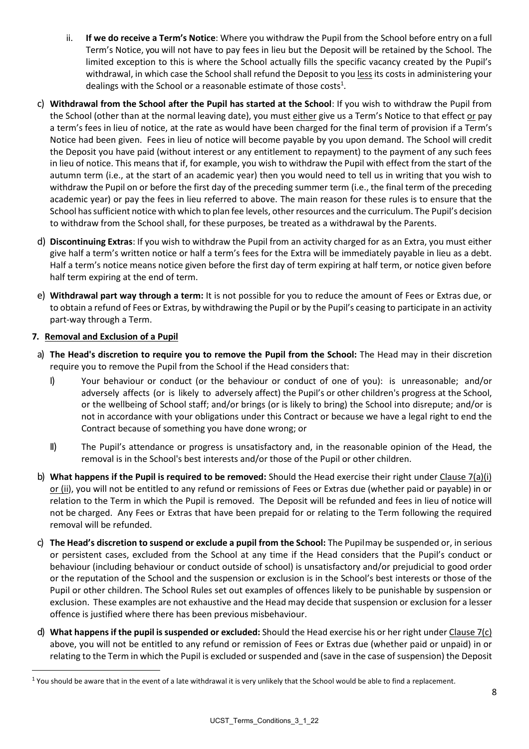ii. **If we do receive a Term's Notice**: Where you withdraw the Pupil from the School before entry on a full Term's Notice, you will not have to pay fees in lieu but the Deposit will be retained by the School. The limited exception to this is where the School actually fills the specific vacancy created by the Pupil's withdrawal, in which case the School shall refund the Deposit to you less its costs in administering your dealings with the School or a reasonable estimate of those costs[1].

c) **Withdrawal from the School after the Pupil has started at the School**: If you wish to withdraw the Pupil from the School (other than at the normal leaving date), you must either give us a Term's Notice to that effect or pay a term's fees in lieu of notice, at the rate as would have been charged for the final term of provision if a Term's Notice had been given. Fees in lieu of notice will become payable by you upon demand. The School will credit the Deposit you have paid (without interest or any entitlement to repayment) to the payment of any such fees in lieu of notice. This means that if, for example, you wish to withdraw the Pupil with effect from the start of the autumn term (i.e., at the start of an academic year) then you would need to tell us in writing that you wish to withdraw the Pupil on or before the first day of the preceding summer term (i.e., the final term of the preceding academic year) or pay the fees in lieu referred to above. The main reason for these rules is to ensure that the School has sufficient notice with which to plan fee levels, other resources and the curriculum. The Pupil's decision to withdraw from the School shall, for these purposes, be treated as a withdrawal by the Parents.

d) **Discontinuing Extras**: If you wish to withdraw the Pupil from an activity charged for as an Extra, you must either give half a term's written notice or half a term's fees for the Extra will be immediately payable in lieu as a debt. Half a term's notice means notice given before the first day of term expiring at half term, or notice given before half term expiring at the end of term.

e) **Withdrawal part way through a term:** It is not possible for you to reduce the amount of Fees or Extras due, or to obtain a refund of Fees or Extras, by withdrawing the Pupil or by the Pupil's ceasing to participate in an activity part-way through a Term.

## 7. Removal and Exclusion of a Pupil

a) **The Head's discretion to require you to remove the Pupil from the School:** The Head may in their discretion require you to remove the Pupil from the School if the Head considers that:

   I) Your behaviour or conduct (or the behaviour or conduct of one of you): is unreasonable; and/or adversely affects (or is likely to adversely affect) the Pupil's or other children's progress at the School, or the wellbeing of School staff; and/or brings (or is likely to bring) the School into disrepute; and/or is not in accordance with your obligations under this Contract or because we have a legal right to end the Contract because of something you have done wrong; or

   II) The Pupil's attendance or progress is unsatisfactory and, in the reasonable opinion of the Head, the removal is in the School's best interests and/or those of the Pupil or other children.

b) **What happens if the Pupil is required to be removed:** Should the Head exercise their right under Clause 7(a)(i) or (ii), you will not be entitled to any refund or remissions of Fees or Extras due (whether paid or payable) in or relation to the Term in which the Pupil is removed. The Deposit will be refunded and fees in lieu of notice will not be charged. Any Fees or Extras that have been prepaid for or relating to the Term following the required removal will be refunded.

c) **The Head's discretion to suspend or exclude a pupil from the School:** The Pupil may be suspended or, in serious or persistent cases, excluded from the School at any time if the Head considers that the Pupil's conduct or behaviour (including behaviour or conduct outside of school) is unsatisfactory and/or prejudicial to good order or the reputation of the School and the suspension or exclusion is in the School's best interests or those of the Pupil or other children. The School Rules set out examples of offences likely to be punishable by suspension or exclusion. These examples are not exhaustive and the Head may decide that suspension or exclusion for a lesser offence is justified where there has been previous misbehaviour.

d) **What happens if the pupil is suspended or excluded:** Should the Head exercise his or her right under Clause 7(c) above, you will not be entitled to any refund or remission of Fees or Extras due (whether paid or unpaid) in or relating to the Term in which the Pupil is excluded or suspended and (save in the case of suspension) the Deposit

[1] You should be aware that in the event of a late withdrawal it is very unlikely that the School would be able to find a replacement.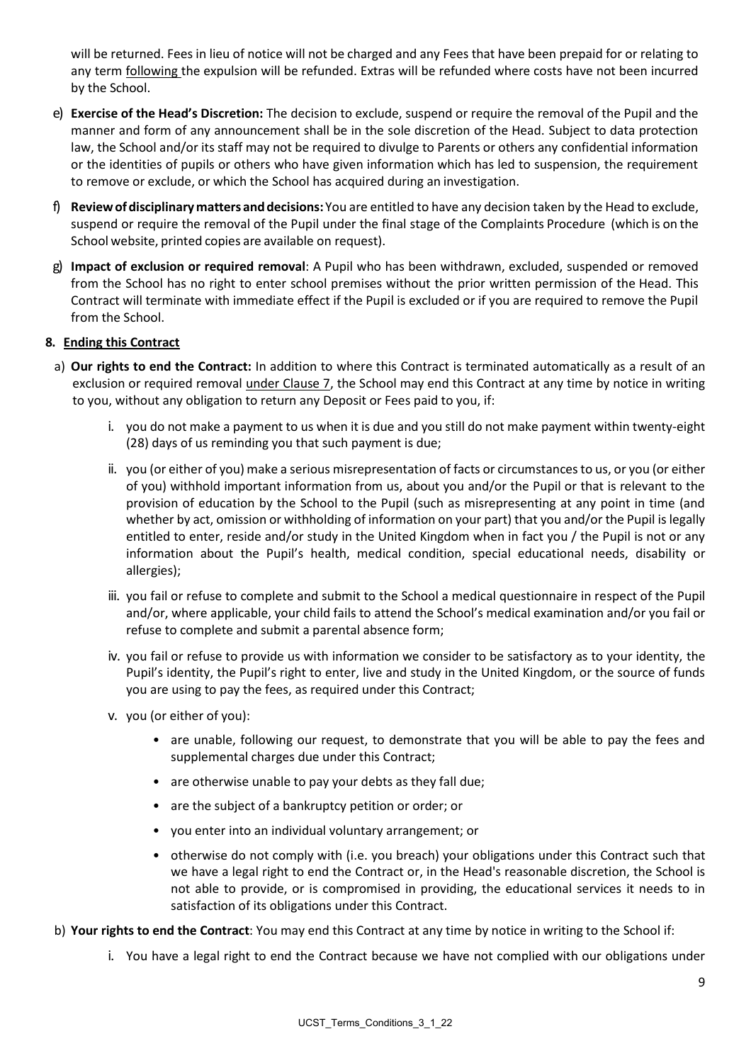will be returned. Fees in lieu of notice will not be charged and any Fees that have been prepaid for or relating to any term following the expulsion will be refunded. Extras will be refunded where costs have not been incurred by the School.

e) **Exercise of the Head's Discretion:** The decision to exclude, suspend or require the removal of the Pupil and the manner and form of any announcement shall be in the sole discretion of the Head. Subject to data protection law, the School and/or its staff may not be required to divulge to Parents or others any confidential information or the identities of pupils or others who have given information which has led to suspension, the requirement to remove or exclude, or which the School has acquired during an investigation.

f) **Review of disciplinary matters and decisions:** You are entitled to have any decision taken by the Head to exclude, suspend or require the removal of the Pupil under the final stage of the Complaints Procedure (which is on the School website, printed copies are available on request).

g) **Impact of exclusion or required removal**: A Pupil who has been withdrawn, excluded, suspended or removed from the School has no right to enter school premises without the prior written permission of the Head. This Contract will terminate with immediate effect if the Pupil is excluded or if you are required to remove the Pupil from the School.

**8. Ending this Contract**

a) **Our rights to end the Contract:** In addition to where this Contract is terminated automatically as a result of an exclusion or required removal under Clause 7, the School may end this Contract at any time by notice in writing to you, without any obligation to return any Deposit or Fees paid to you, if:

   i. you do not make a payment to us when it is due and you still do not make payment within twenty-eight (28) days of us reminding you that such payment is due;

   ii. you (or either of you) make a serious misrepresentation of facts or circumstances to us, or you (or either of you) withhold important information from us, about you and/or the Pupil or that is relevant to the provision of education by the School to the Pupil (such as misrepresenting at any point in time (and whether by act, omission or withholding of information on your part) that you and/or the Pupil is legally entitled to enter, reside and/or study in the United Kingdom when in fact you / the Pupil is not or any information about the Pupil's health, medical condition, special educational needs, disability or allergies);

   iii. you fail or refuse to complete and submit to the School a medical questionnaire in respect of the Pupil and/or, where applicable, your child fails to attend the School's medical examination and/or you fail or refuse to complete and submit a parental absence form;

   iv. you fail or refuse to provide us with information we consider to be satisfactory as to your identity, the Pupil's identity, the Pupil's right to enter, live and study in the United Kingdom, or the source of funds you are using to pay the fees, as required under this Contract;

   v. you (or either of you):

      - are unable, following our request, to demonstrate that you will be able to pay the fees and supplemental charges due under this Contract;
      - are otherwise unable to pay your debts as they fall due;
      - are the subject of a bankruptcy petition or order; or
      - you enter into an individual voluntary arrangement; or
      - otherwise do not comply with (i.e. you breach) your obligations under this Contract such that we have a legal right to end the Contract or, in the Head's reasonable discretion, the School is not able to provide, or is compromised in providing, the educational services it needs to in satisfaction of its obligations under this Contract.

b) **Your rights to end the Contract**: You may end this Contract at any time by notice in writing to the School if:

   i. You have a legal right to end the Contract because we have not complied with our obligations under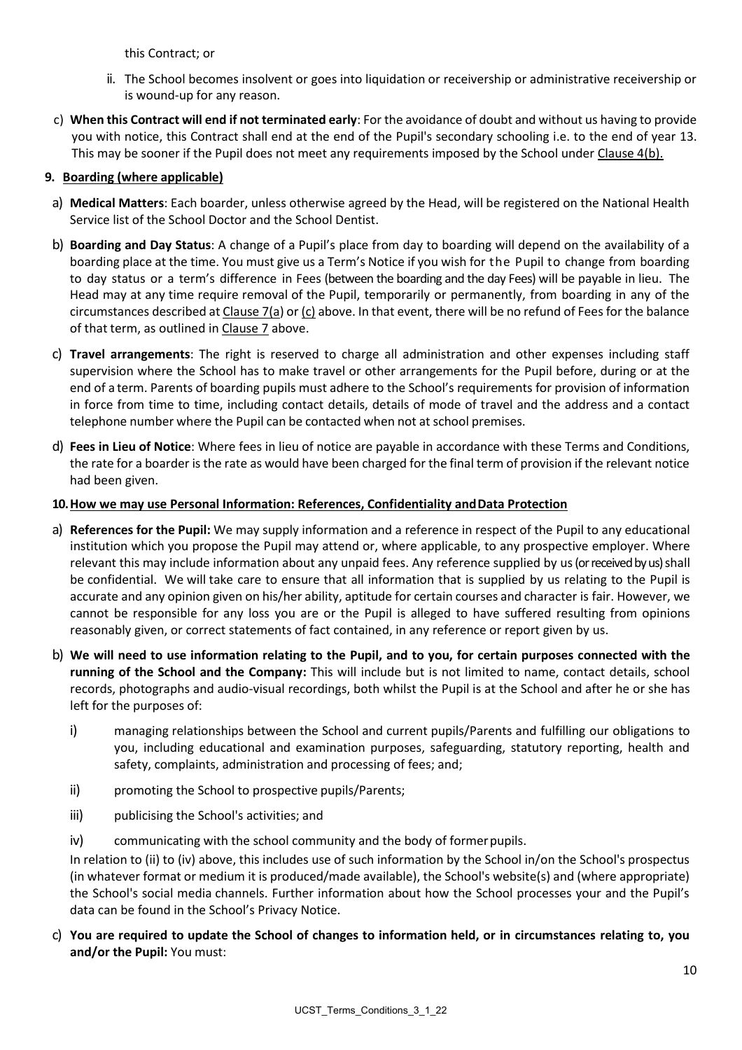this Contract; or

ii. The School becomes insolvent or goes into liquidation or receivership or administrative receivership or is wound-up for any reason.

c) **When this Contract will end if not terminated early**: For the avoidance of doubt and without us having to provide you with notice, this Contract shall end at the end of the Pupil's secondary schooling i.e. to the end of year 13. This may be sooner if the Pupil does not meet any requirements imposed by the School under Clause 4(b).

**9. Boarding (where applicable)**

a) **Medical Matters**: Each boarder, unless otherwise agreed by the Head, will be registered on the National Health Service list of the School Doctor and the School Dentist.

b) **Boarding and Day Status**: A change of a Pupil's place from day to boarding will depend on the availability of a boarding place at the time. You must give us a Term's Notice if you wish for the Pupil to change from boarding to day status or a term's difference in Fees (between the boarding and the day Fees) will be payable in lieu. The Head may at any time require removal of the Pupil, temporarily or permanently, from boarding in any of the circumstances described at Clause 7(a) or (c) above. In that event, there will be no refund of Fees for the balance of that term, as outlined in Clause 7 above.

c) **Travel arrangements**: The right is reserved to charge all administration and other expenses including staff supervision where the School has to make travel or other arrangements for the Pupil before, during or at the end of a term. Parents of boarding pupils must adhere to the School's requirements for provision of information in force from time to time, including contact details, details of mode of travel and the address and a contact telephone number where the Pupil can be contacted when not at school premises.

d) **Fees in Lieu of Notice**: Where fees in lieu of notice are payable in accordance with these Terms and Conditions, the rate for a boarder is the rate as would have been charged for the final term of provision if the relevant notice had been given.

**10. How we may use Personal Information: References, Confidentiality and Data Protection**

a) **References for the Pupil:** We may supply information and a reference in respect of the Pupil to any educational institution which you propose the Pupil may attend or, where applicable, to any prospective employer. Where relevant this may include information about any unpaid fees. Any reference supplied by us (or received by us) shall be confidential. We will take care to ensure that all information that is supplied by us relating to the Pupil is accurate and any opinion given on his/her ability, aptitude for certain courses and character is fair. However, we cannot be responsible for any loss you are or the Pupil is alleged to have suffered resulting from opinions reasonably given, or correct statements of fact contained, in any reference or report given by us.

b) **We will need to use information relating to the Pupil, and to you, for certain purposes connected with the running of the School and the Company:** This will include but is not limited to name, contact details, school records, photographs and audio-visual recordings, both whilst the Pupil is at the School and after he or she has left for the purposes of:

i) managing relationships between the School and current pupils/Parents and fulfilling our obligations to you, including educational and examination purposes, safeguarding, statutory reporting, health and safety, complaints, administration and processing of fees; and;

ii) promoting the School to prospective pupils/Parents;

iii) publicising the School's activities; and

iv) communicating with the school community and the body of former pupils.

In relation to (ii) to (iv) above, this includes use of such information by the School in/on the School's prospectus (in whatever format or medium it is produced/made available), the School's website(s) and (where appropriate) the School's social media channels. Further information about how the School processes your and the Pupil's data can be found in the School's Privacy Notice.

c) **You are required to update the School of changes to information held, or in circumstances relating to, you and/or the Pupil:** You must: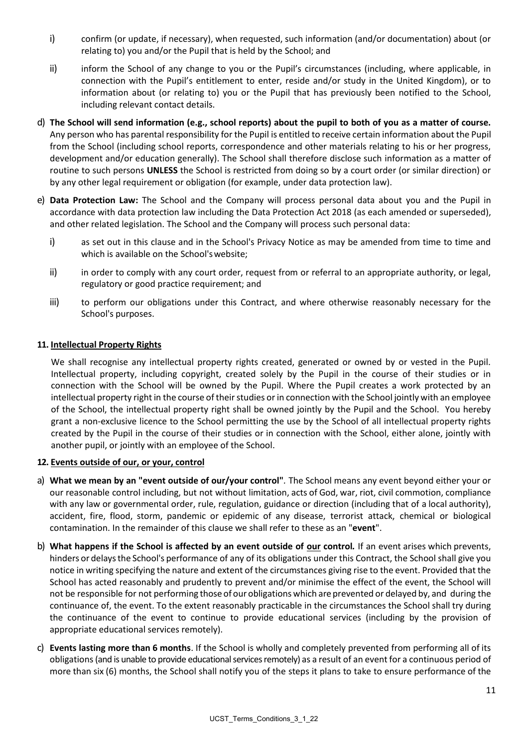i) confirm (or update, if necessary), when requested, such information (and/or documentation) about (or relating to) you and/or the Pupil that is held by the School; and

ii) inform the School of any change to you or the Pupil's circumstances (including, where applicable, in connection with the Pupil's entitlement to enter, reside and/or study in the United Kingdom), or to information about (or relating to) you or the Pupil that has previously been notified to the School, including relevant contact details.

d) **The School will send information (e.g., school reports) about the pupil to both of you as a matter of course.** Any person who has parental responsibility for the Pupil is entitled to receive certain information about the Pupil from the School (including school reports, correspondence and other materials relating to his or her progress, development and/or education generally). The School shall therefore disclose such information as a matter of routine to such persons **UNLESS** the School is restricted from doing so by a court order (or similar direction) or by any other legal requirement or obligation (for example, under data protection law).

e) **Data Protection Law:** The School and the Company will process personal data about you and the Pupil in accordance with data protection law including the Data Protection Act 2018 (as each amended or superseded), and other related legislation. The School and the Company will process such personal data:

i) as set out in this clause and in the School's Privacy Notice as may be amended from time to time and which is available on the School's website;

ii) in order to comply with any court order, request from or referral to an appropriate authority, or legal, regulatory or good practice requirement; and

iii) to perform our obligations under this Contract, and where otherwise reasonably necessary for the School's purposes.

**11. Intellectual Property Rights**

We shall recognise any intellectual property rights created, generated or owned by or vested in the Pupil. Intellectual property, including copyright, created solely by the Pupil in the course of their studies or in connection with the School will be owned by the Pupil. Where the Pupil creates a work protected by an intellectual property right in the course of their studies or in connection with the School jointly with an employee of the School, the intellectual property right shall be owned jointly by the Pupil and the School. You hereby grant a non-exclusive licence to the School permitting the use by the School of all intellectual property rights created by the Pupil in the course of their studies or in connection with the School, either alone, jointly with another pupil, or jointly with an employee of the School.

**12. Events outside of our, or your, control**

a) **What we mean by an "event outside of our/your control"**. The School means any event beyond either your or our reasonable control including, but not without limitation, acts of God, war, riot, civil commotion, compliance with any law or governmental order, rule, regulation, guidance or direction (including that of a local authority), accident, fire, flood, storm, pandemic or epidemic of any disease, terrorist attack, chemical or biological contamination. In the remainder of this clause we shall refer to these as an "**event**".

b) **What happens if the School is affected by an event outside of our control.** If an event arises which prevents, hinders or delays the School's performance of any of its obligations under this Contract, the School shall give you notice in writing specifying the nature and extent of the circumstances giving rise to the event. Provided that the School has acted reasonably and prudently to prevent and/or minimise the effect of the event, the School will not be responsible for not performing those of our obligations which are prevented or delayed by, and during the continuance of, the event. To the extent reasonably practicable in the circumstances the School shall try during the continuance of the event to continue to provide educational services (including by the provision of appropriate educational services remotely).

c) **Events lasting more than 6 months**. If the School is wholly and completely prevented from performing all of its obligations (and is unable to provide educational services remotely) as a result of an event for a continuous period of more than six (6) months, the School shall notify you of the steps it plans to take to ensure performance of the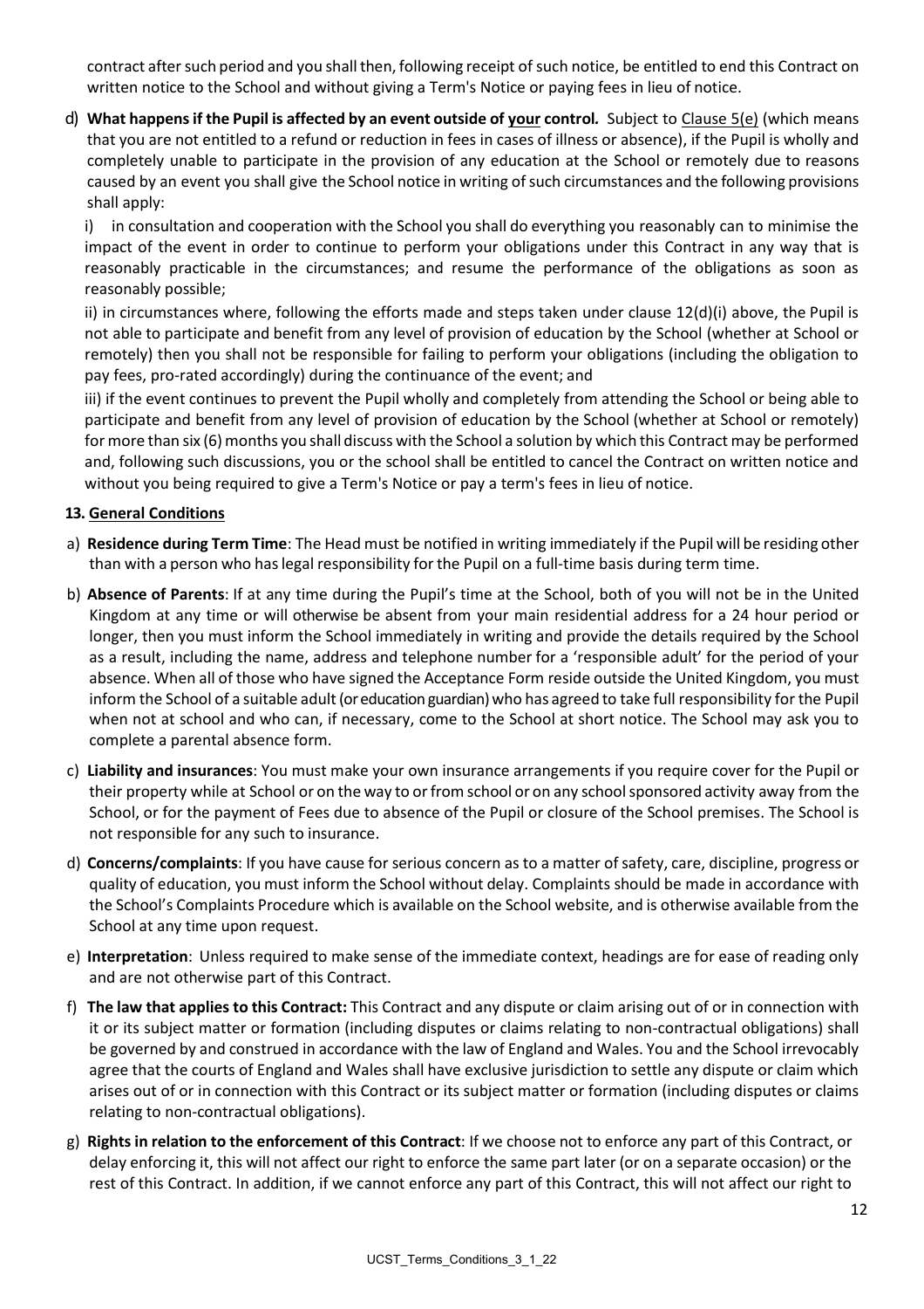contract after such period and you shall then, following receipt of such notice, be entitled to end this Contract on written notice to the School and without giving a Term's Notice or paying fees in lieu of notice.

d) **What happens if the Pupil is affected by an event outside of your control.** Subject to Clause 5(e) (which means that you are not entitled to a refund or reduction in fees in cases of illness or absence), if the Pupil is wholly and completely unable to participate in the provision of any education at the School or remotely due to reasons caused by an event you shall give the School notice in writing of such circumstances and the following provisions shall apply:

i) in consultation and cooperation with the School you shall do everything you reasonably can to minimise the impact of the event in order to continue to perform your obligations under this Contract in any way that is reasonably practicable in the circumstances; and resume the performance of the obligations as soon as reasonably possible;

ii) in circumstances where, following the efforts made and steps taken under clause 12(d)(i) above, the Pupil is not able to participate and benefit from any level of provision of education by the School (whether at School or remotely) then you shall not be responsible for failing to perform your obligations (including the obligation to pay fees, pro-rated accordingly) during the continuance of the event; and

iii) if the event continues to prevent the Pupil wholly and completely from attending the School or being able to participate and benefit from any level of provision of education by the School (whether at School or remotely) for more than six (6) months you shall discuss with the School a solution by which this Contract may be performed and, following such discussions, you or the school shall be entitled to cancel the Contract on written notice and without you being required to give a Term's Notice or pay a term's fees in lieu of notice.

**13. General Conditions**

a) **Residence during Term Time**: The Head must be notified in writing immediately if the Pupil will be residing other than with a person who has legal responsibility for the Pupil on a full-time basis during term time.

b) **Absence of Parents**: If at any time during the Pupil's time at the School, both of you will not be in the United Kingdom at any time or will otherwise be absent from your main residential address for a 24 hour period or longer, then you must inform the School immediately in writing and provide the details required by the School as a result, including the name, address and telephone number for a 'responsible adult' for the period of your absence. When all of those who have signed the Acceptance Form reside outside the United Kingdom, you must inform the School of a suitable adult (or education guardian) who has agreed to take full responsibility for the Pupil when not at school and who can, if necessary, come to the School at short notice. The School may ask you to complete a parental absence form.

c) **Liability and insurances**: You must make your own insurance arrangements if you require cover for the Pupil or their property while at School or on the way to or from school or on any school sponsored activity away from the School, or for the payment of Fees due to absence of the Pupil or closure of the School premises. The School is not responsible for any such to insurance.

d) **Concerns/complaints**: If you have cause for serious concern as to a matter of safety, care, discipline, progress or quality of education, you must inform the School without delay. Complaints should be made in accordance with the School's Complaints Procedure which is available on the School website, and is otherwise available from the School at any time upon request.

e) **Interpretation**: Unless required to make sense of the immediate context, headings are for ease of reading only and are not otherwise part of this Contract.

f) **The law that applies to this Contract:** This Contract and any dispute or claim arising out of or in connection with it or its subject matter or formation (including disputes or claims relating to non-contractual obligations) shall be governed by and construed in accordance with the law of England and Wales. You and the School irrevocably agree that the courts of England and Wales shall have exclusive jurisdiction to settle any dispute or claim which arises out of or in connection with this Contract or its subject matter or formation (including disputes or claims relating to non-contractual obligations).

g) **Rights in relation to the enforcement of this Contract**: If we choose not to enforce any part of this Contract, or delay enforcing it, this will not affect our right to enforce the same part later (or on a separate occasion) or the rest of this Contract. In addition, if we cannot enforce any part of this Contract, this will not affect our right to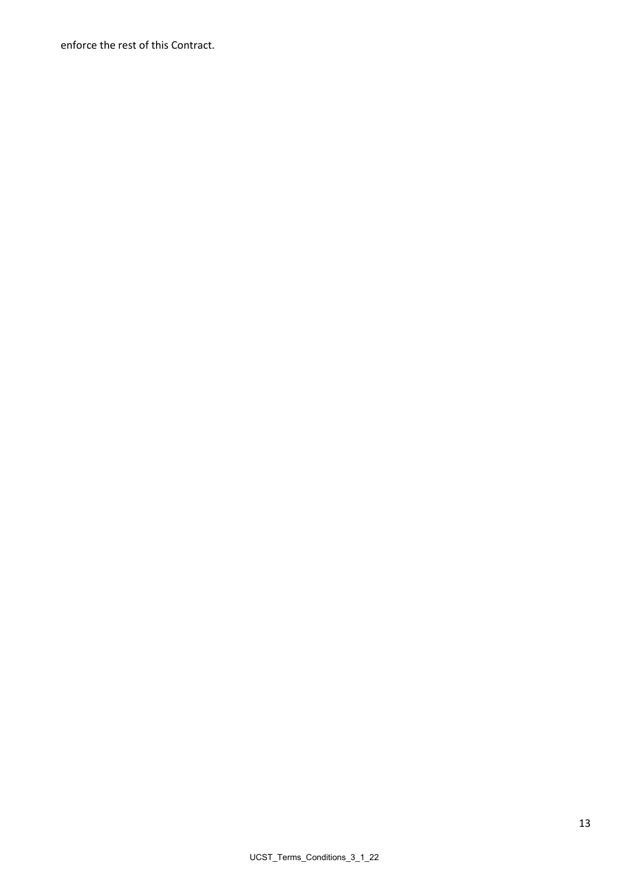enforce the rest of this Contract.